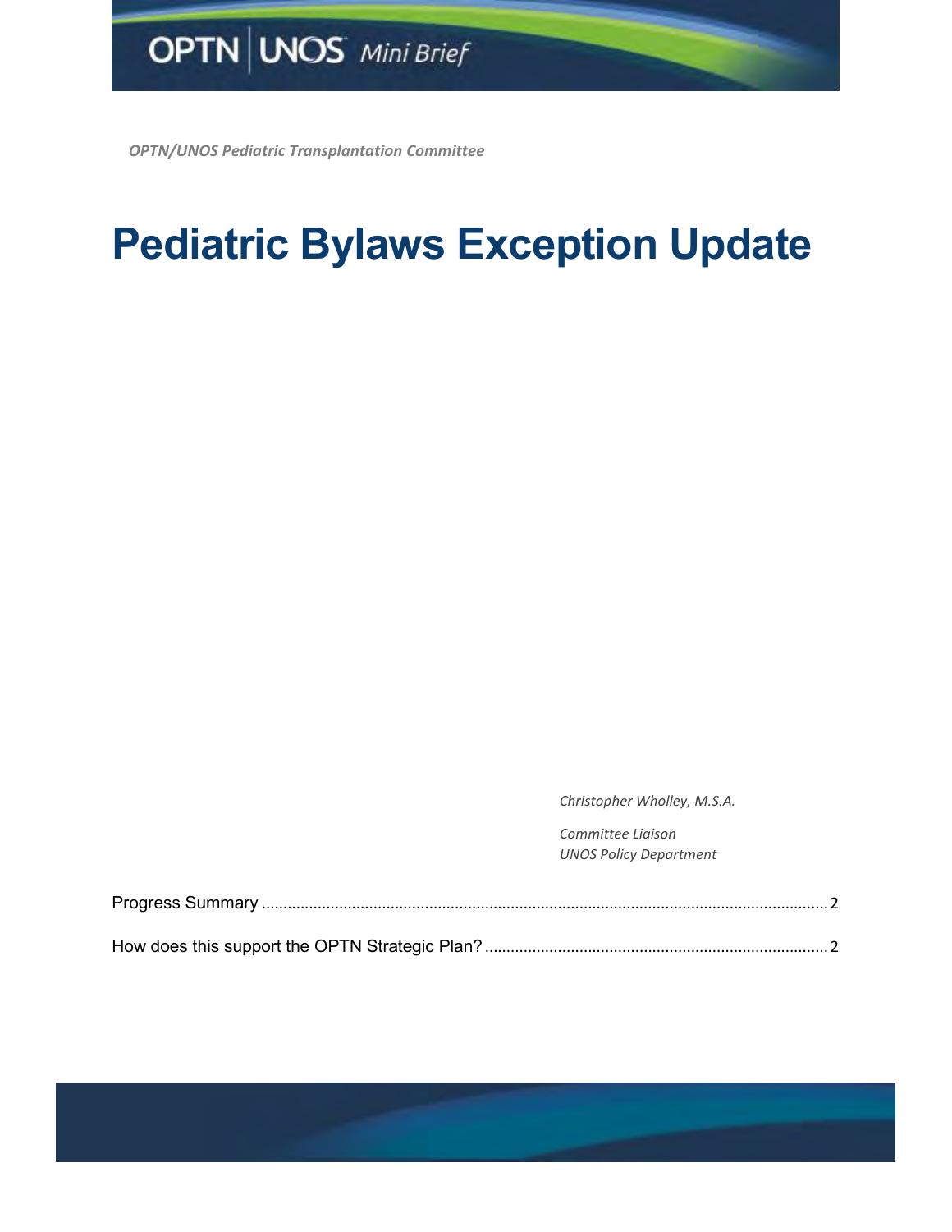OPTN | UNOS *Mini Brief*

***OPTN/UNOS Pediatric Transplantation Committee***

# Pediatric Bylaws Exception Update

*Christopher Wholley, M.S.A.*

*Committee Liaison*
*UNOS Policy Department*

Progress Summary .................................................................................................................................... 2

How does this support the OPTN Strategic Plan? ...................................................................................... 2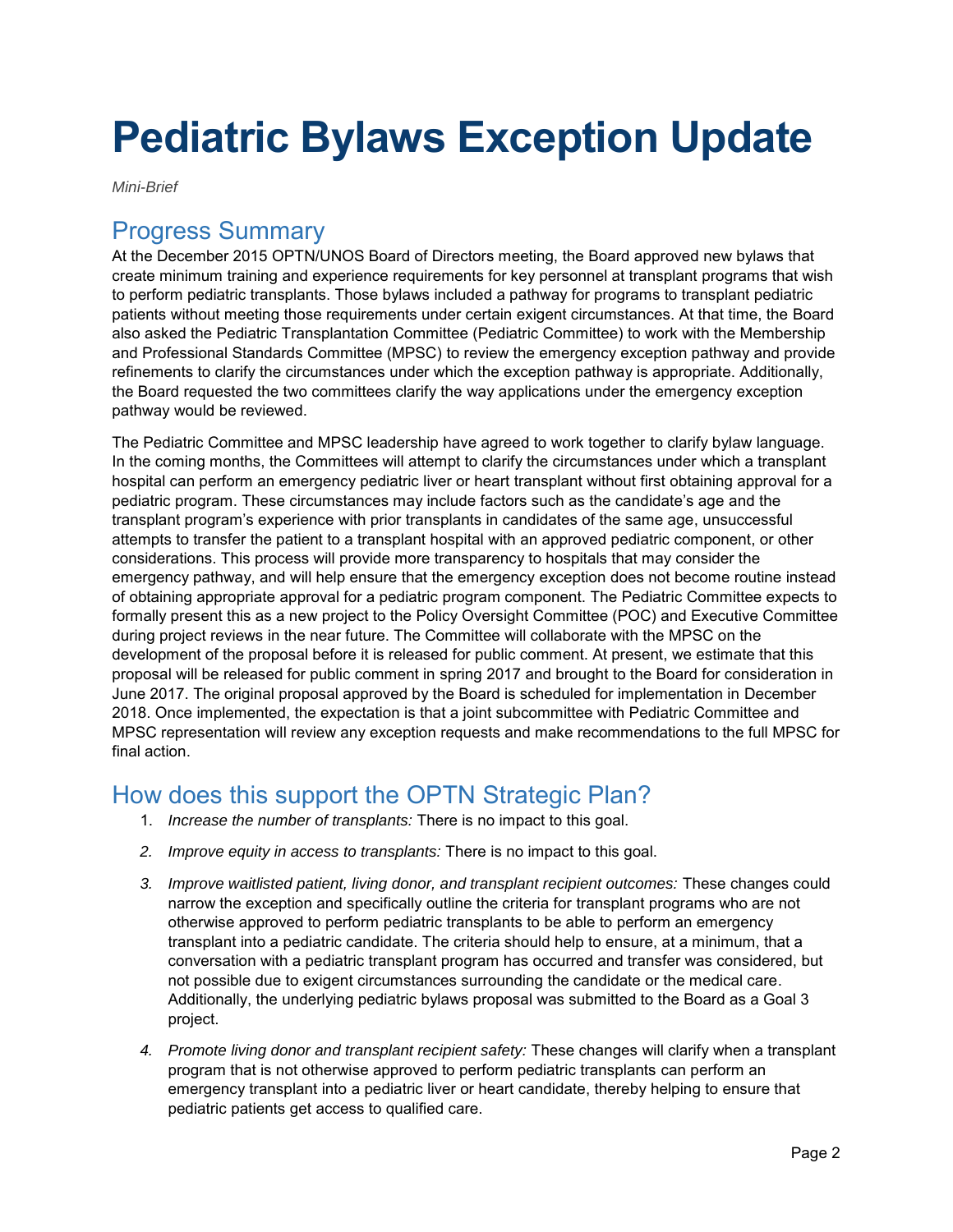# Pediatric Bylaws Exception Update

*Mini-Brief*

## Progress Summary

At the December 2015 OPTN/UNOS Board of Directors meeting, the Board approved new bylaws that create minimum training and experience requirements for key personnel at transplant programs that wish to perform pediatric transplants. Those bylaws included a pathway for programs to transplant pediatric patients without meeting those requirements under certain exigent circumstances. At that time, the Board also asked the Pediatric Transplantation Committee (Pediatric Committee) to work with the Membership and Professional Standards Committee (MPSC) to review the emergency exception pathway and provide refinements to clarify the circumstances under which the exception pathway is appropriate. Additionally, the Board requested the two committees clarify the way applications under the emergency exception pathway would be reviewed.

The Pediatric Committee and MPSC leadership have agreed to work together to clarify bylaw language. In the coming months, the Committees will attempt to clarify the circumstances under which a transplant hospital can perform an emergency pediatric liver or heart transplant without first obtaining approval for a pediatric program. These circumstances may include factors such as the candidate's age and the transplant program's experience with prior transplants in candidates of the same age, unsuccessful attempts to transfer the patient to a transplant hospital with an approved pediatric component, or other considerations. This process will provide more transparency to hospitals that may consider the emergency pathway, and will help ensure that the emergency exception does not become routine instead of obtaining appropriate approval for a pediatric program component. The Pediatric Committee expects to formally present this as a new project to the Policy Oversight Committee (POC) and Executive Committee during project reviews in the near future. The Committee will collaborate with the MPSC on the development of the proposal before it is released for public comment. At present, we estimate that this proposal will be released for public comment in spring 2017 and brought to the Board for consideration in June 2017. The original proposal approved by the Board is scheduled for implementation in December 2018. Once implemented, the expectation is that a joint subcommittee with Pediatric Committee and MPSC representation will review any exception requests and make recommendations to the full MPSC for final action.

## How does this support the OPTN Strategic Plan?

1. *Increase the number of transplants:* There is no impact to this goal.
2. *Improve equity in access to transplants:* There is no impact to this goal.
3. *Improve waitlisted patient, living donor, and transplant recipient outcomes:* These changes could narrow the exception and specifically outline the criteria for transplant programs who are not otherwise approved to perform pediatric transplants to be able to perform an emergency transplant into a pediatric candidate. The criteria should help to ensure, at a minimum, that a conversation with a pediatric transplant program has occurred and transfer was considered, but not possible due to exigent circumstances surrounding the candidate or the medical care. Additionally, the underlying pediatric bylaws proposal was submitted to the Board as a Goal 3 project.
4. *Promote living donor and transplant recipient safety:* These changes will clarify when a transplant program that is not otherwise approved to perform pediatric transplants can perform an emergency transplant into a pediatric liver or heart candidate, thereby helping to ensure that pediatric patients get access to qualified care.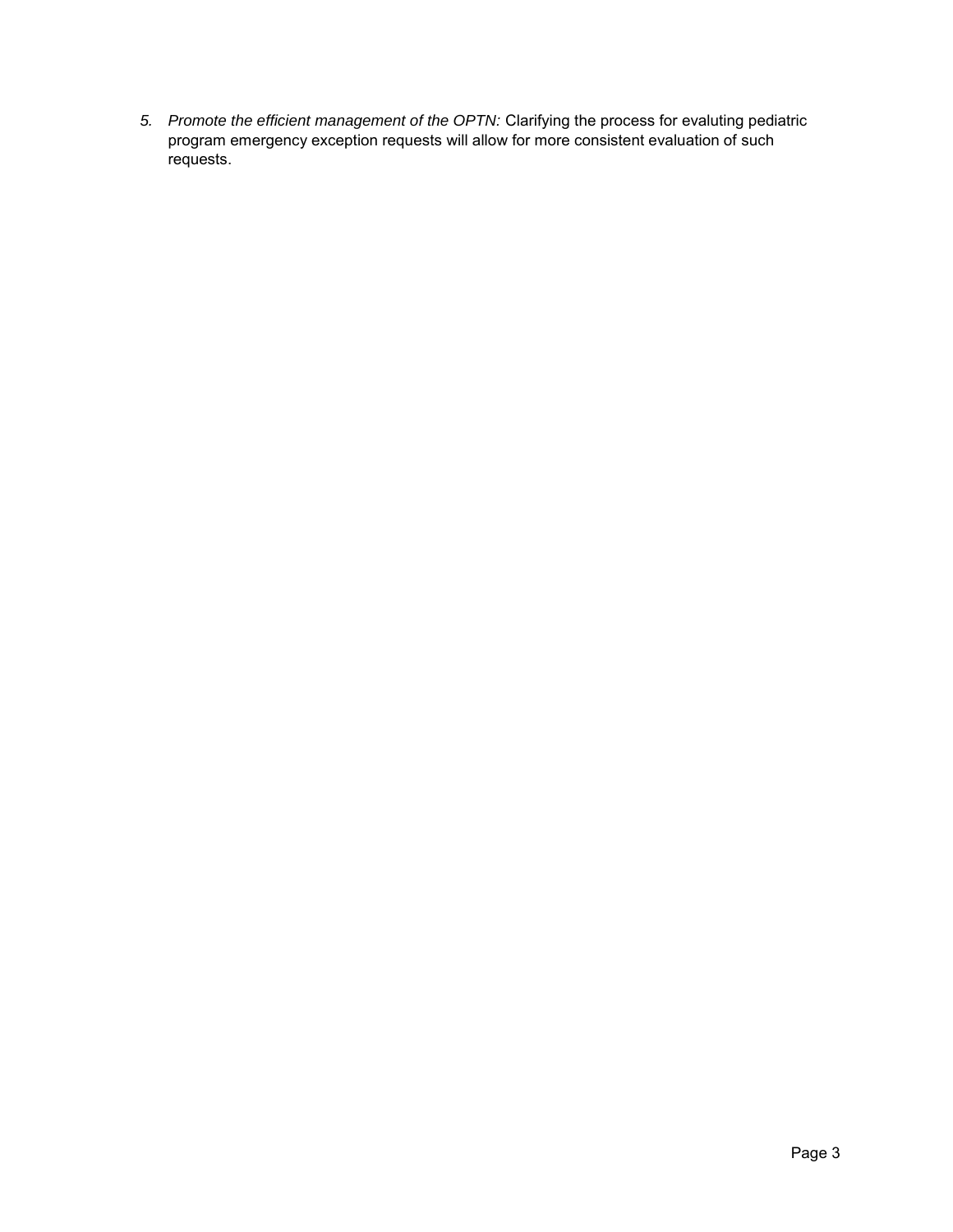5. *Promote the efficient management of the OPTN:* Clarifying the process for evaluting pediatric program emergency exception requests will allow for more consistent evaluation of such requests.